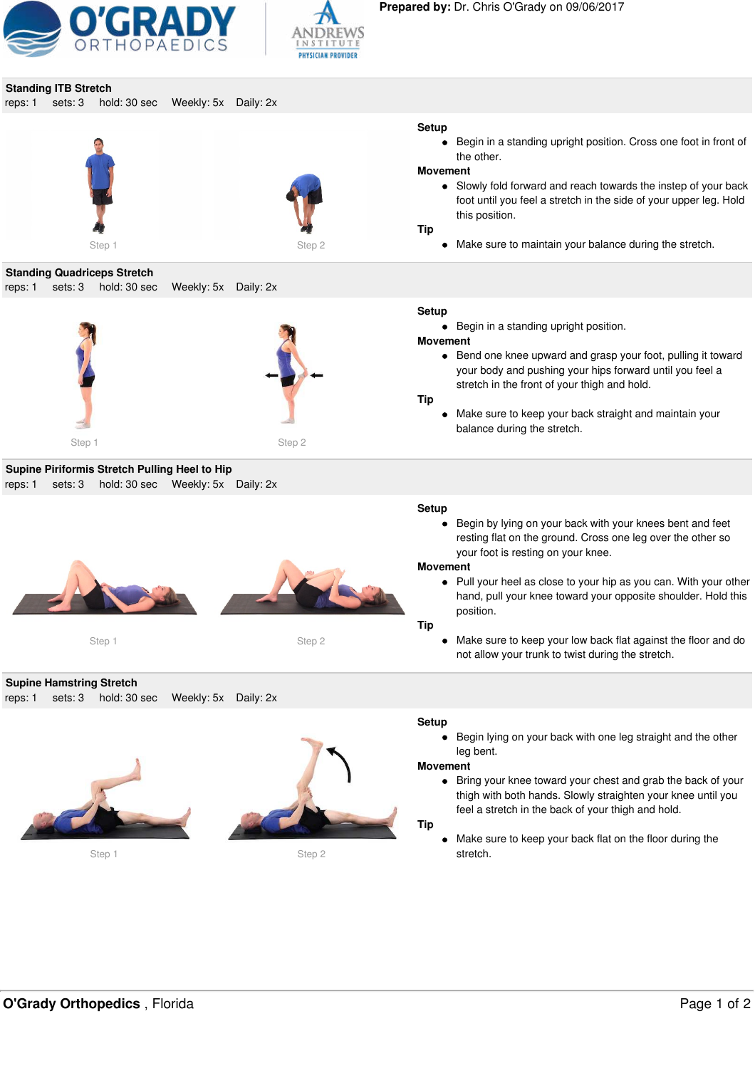**Prepared by:** Dr. Chris O'Grady on 09/06/2017

## Standing ITB Stretch

reps: 1 sets: 3 hold: 30 sec Weekly: 5x Daily: 2x

Step 1 Step 2

**Setup**

- Begin in a standing upright position. Cross one foot in front of the other.

**Movement**

- Slowly fold forward and reach towards the instep of your back foot until you feel a stretch in the side of your upper leg. Hold this position.

**Tip**

- Make sure to maintain your balance during the stretch.

## Standing Quadriceps Stretch

reps: 1 sets: 3 hold: 30 sec Weekly: 5x Daily: 2x

Step 1 Step 2

**Setup**

- Begin in a standing upright position.

**Movement**

- Bend one knee upward and grasp your foot, pulling it toward your body and pushing your hips forward until you feel a stretch in the front of your thigh and hold.

**Tip**

- Make sure to keep your back straight and maintain your balance during the stretch.

## Supine Piriformis Stretch Pulling Heel to Hip

reps: 1 sets: 3 hold: 30 sec Weekly: 5x Daily: 2x

Step 1 Step 2

**Setup**

- Begin by lying on your back with your knees bent and feet resting flat on the ground. Cross one leg over the other so your foot is resting on your knee.

**Movement**

- Pull your heel as close to your hip as you can. With your other hand, pull your knee toward your opposite shoulder. Hold this position.

**Tip**

- Make sure to keep your low back flat against the floor and do not allow your trunk to twist during the stretch.

## Supine Hamstring Stretch

reps: 1 sets: 3 hold: 30 sec Weekly: 5x Daily: 2x

Step 1 Step 2

**Setup**

- Begin lying on your back with one leg straight and the other leg bent.

**Movement**

- Bring your knee toward your chest and grab the back of your thigh with both hands. Slowly straighten your knee until you feel a stretch in the back of your thigh and hold.

**Tip**

- Make sure to keep your back flat on the floor during the stretch.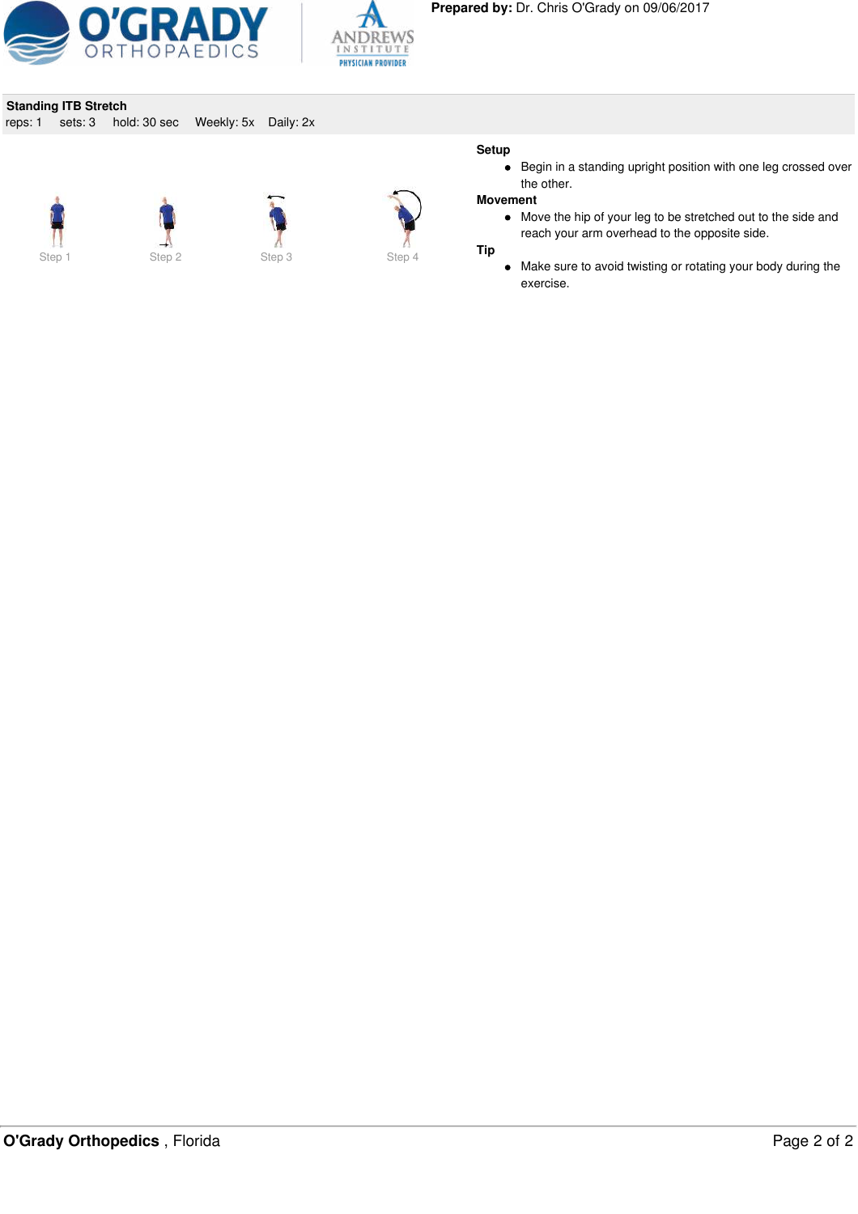**Prepared by:** Dr. Chris O'Grady on 09/06/2017

**Standing ITB Stretch**

reps: 1 sets: 3 hold: 30 sec Weekly: 5x Daily: 2x

Step 1 Step 2 Step 3 Step 4

**Setup**

- Begin in a standing upright position with one leg crossed over the other.

**Movement**

- Move the hip of your leg to be stretched out to the side and reach your arm overhead to the opposite side.

**Tip**

- Make sure to avoid twisting or rotating your body during the exercise.